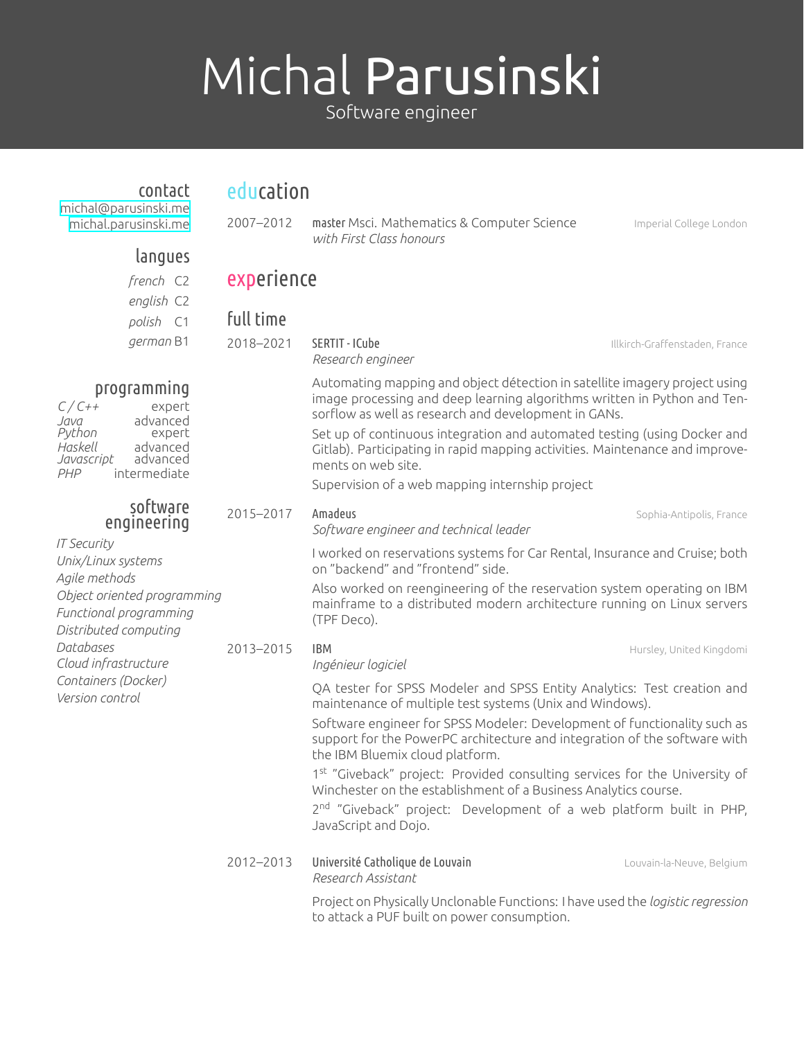# Michal Parusinski

Software engineer

## contact

michal@parusinski.me
michal.parusinski.me

## langues

*french* C2
*english* C2
*polish* C1
*german* B1

## programming

| | |
|---|---|
| *C / C++* | expert |
| *Java* | advanced |
| *Python* | expert |
| *Haskell* | advanced |
| *Javascript* | advanced |
| *PHP* | intermediate |

## software engineering

*IT Security*
*Unix/Linux systems*
*Agile methods*
*Object oriented programming*
*Functional programming*
*Distributed computing*
*Databases*
*Cloud infrastructure*
*Containers (Docker)*
*Version control*

## education

**2007–2012** — **master** Msci. Mathematics & Computer Science — Imperial College London
*with First Class honours*

## experience

### full time

**2018–2021** — **SERTIT - ICube** — Illkirch-Graffenstaden, France
*Research engineer*

Automating mapping and object détection in satellite imagery project using image processing and deep learning algorithms written in Python and Tensorflow as well as research and development in GANs.

Set up of continuous integration and automated testing (using Docker and Gitlab). Participating in rapid mapping activities. Maintenance and improvements on web site.

Supervision of a web mapping internship project

**2015–2017** — **Amadeus** — Sophia-Antipolis, France
*Software engineer and technical leader*

I worked on reservations systems for Car Rental, Insurance and Cruise; both on "backend" and "frontend" side.

Also worked on reengineering of the reservation system operating on IBM mainframe to a distributed modern architecture running on Linux servers (TPF Deco).

**2013–2015** — **IBM** — Hursley, United Kingdomi
*Ingénieur logiciel*

QA tester for SPSS Modeler and SPSS Entity Analytics: Test creation and maintenance of multiple test systems (Unix and Windows).

Software engineer for SPSS Modeler: Development of functionality such as support for the PowerPC architecture and integration of the software with the IBM Bluemix cloud platform.

1st "Giveback" project: Provided consulting services for the University of Winchester on the establishment of a Business Analytics course.

2nd "Giveback" project: Development of a web platform built in PHP, JavaScript and Dojo.

**2012–2013** — **Université Catholique de Louvain** — Louvain-la-Neuve, Belgium
*Research Assistant*

Project on Physically Unclonable Functions: I have used the *logistic regression* to attack a PUF built on power consumption.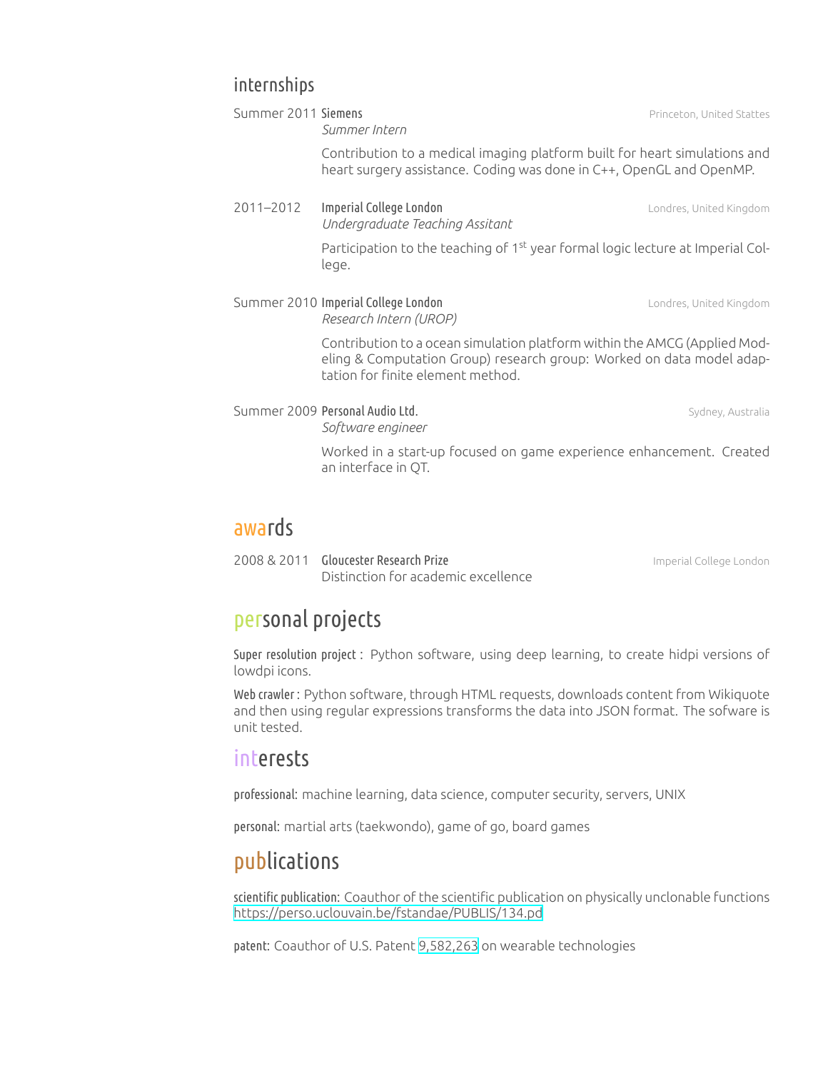## internships

Summer 2011 **Siemens** Princeton, United Stattes
*Summer Intern*

Contribution to a medical imaging platform built for heart simulations and heart surgery assistance. Coding was done in C++, OpenGL and OpenMP.

2011–2012 **Imperial College London** Londres, United Kingdom
*Undergraduate Teaching Assitant*

Participation to the teaching of 1st year formal logic lecture at Imperial College.

Summer 2010 **Imperial College London** Londres, United Kingdom
*Research Intern (UROP)*

Contribution to a ocean simulation platform within the AMCG (Applied Modeling & Computation Group) research group: Worked on data model adaptation for finite element method.

Summer 2009 **Personal Audio Ltd.** Sydney, Australia
*Software engineer*

Worked in a start-up focused on game experience enhancement. Created an interface in QT.

## awards

2008 & 2011 **Gloucester Research Prize** Imperial College London
Distinction for academic excellence

## personal projects

**Super resolution project :** Python software, using deep learning, to create hidpi versions of lowdpi icons.

**Web crawler :** Python software, through HTML requests, downloads content from Wikiquote and then using regular expressions transforms the data into JSON format. The sofware is unit tested.

## interests

**professional:** machine learning, data science, computer security, servers, UNIX

**personal:** martial arts (taekwondo), game of go, board games

## publications

**scientific publication:** Coauthor of the scientific publication on physically unclonable functions https://perso.uclouvain.be/fstandae/PUBLIS/134.pd

**patent:** Coauthor of U.S. Patent 9,582,263 on wearable technologies